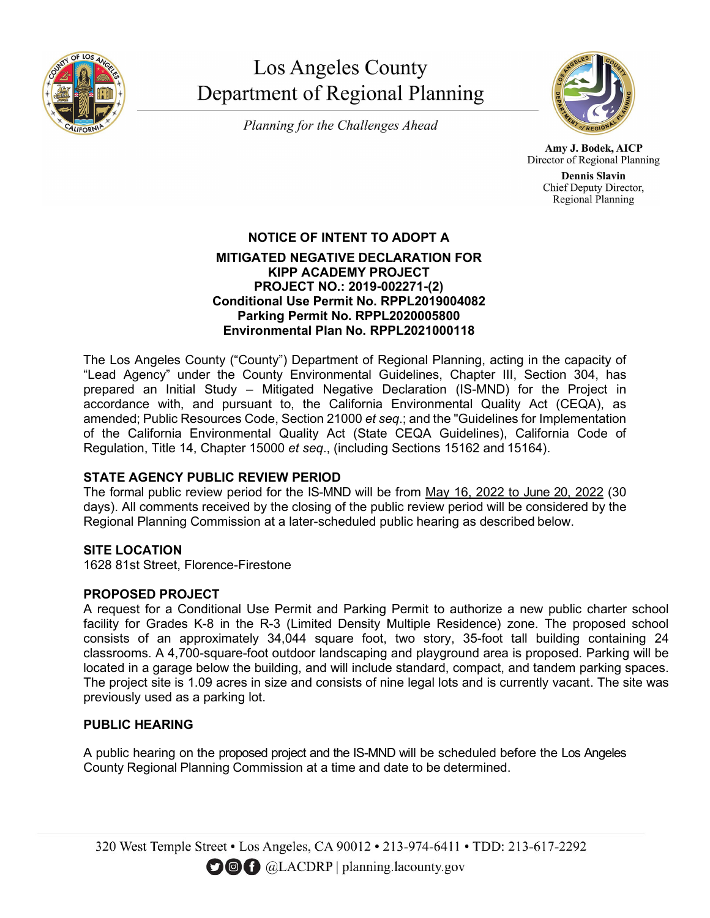# Los Angeles County Department of Regional Planning

*Planning for the Challenges Ahead*

**Amy J. Bodek, AICP**
Director of Regional Planning

**Dennis Slavin**
Chief Deputy Director,
Regional Planning

## NOTICE OF INTENT TO ADOPT A

## MITIGATED NEGATIVE DECLARATION FOR KIPP ACADEMY PROJECT
**PROJECT NO.: 2019-002271-(2)**
**Conditional Use Permit No. RPPL2019004082**
**Parking Permit No. RPPL2020005800**
**Environmental Plan No. RPPL2021000118**

The Los Angeles County ("County") Department of Regional Planning, acting in the capacity of "Lead Agency" under the County Environmental Guidelines, Chapter III, Section 304, has prepared an Initial Study – Mitigated Negative Declaration (IS-MND) for the Project in accordance with, and pursuant to, the California Environmental Quality Act (CEQA), as amended; Public Resources Code, Section 21000 *et seq*.; and the "Guidelines for Implementation of the California Environmental Quality Act (State CEQA Guidelines), California Code of Regulation, Title 14, Chapter 15000 *et seq*., (including Sections 15162 and 15164).

### STATE AGENCY PUBLIC REVIEW PERIOD
The formal public review period for the IS-MND will be from May 16, 2022 to June 20, 2022 (30 days). All comments received by the closing of the public review period will be considered by the Regional Planning Commission at a later-scheduled public hearing as described below.

### SITE LOCATION
1628 81st Street, Florence-Firestone

### PROPOSED PROJECT
A request for a Conditional Use Permit and Parking Permit to authorize a new public charter school facility for Grades K-8 in the R-3 (Limited Density Multiple Residence) zone. The proposed school consists of an approximately 34,044 square foot, two story, 35-foot tall building containing 24 classrooms. A 4,700-square-foot outdoor landscaping and playground area is proposed. Parking will be located in a garage below the building, and will include standard, compact, and tandem parking spaces. The project site is 1.09 acres in size and consists of nine legal lots and is currently vacant. The site was previously used as a parking lot.

### PUBLIC HEARING

A public hearing on the proposed project and the IS-MND will be scheduled before the Los Angeles County Regional Planning Commission at a time and date to be determined.

320 West Temple Street • Los Angeles, CA 90012 • 213-974-6411 • TDD: 213-617-2292
@LACDRP | planning.lacounty.gov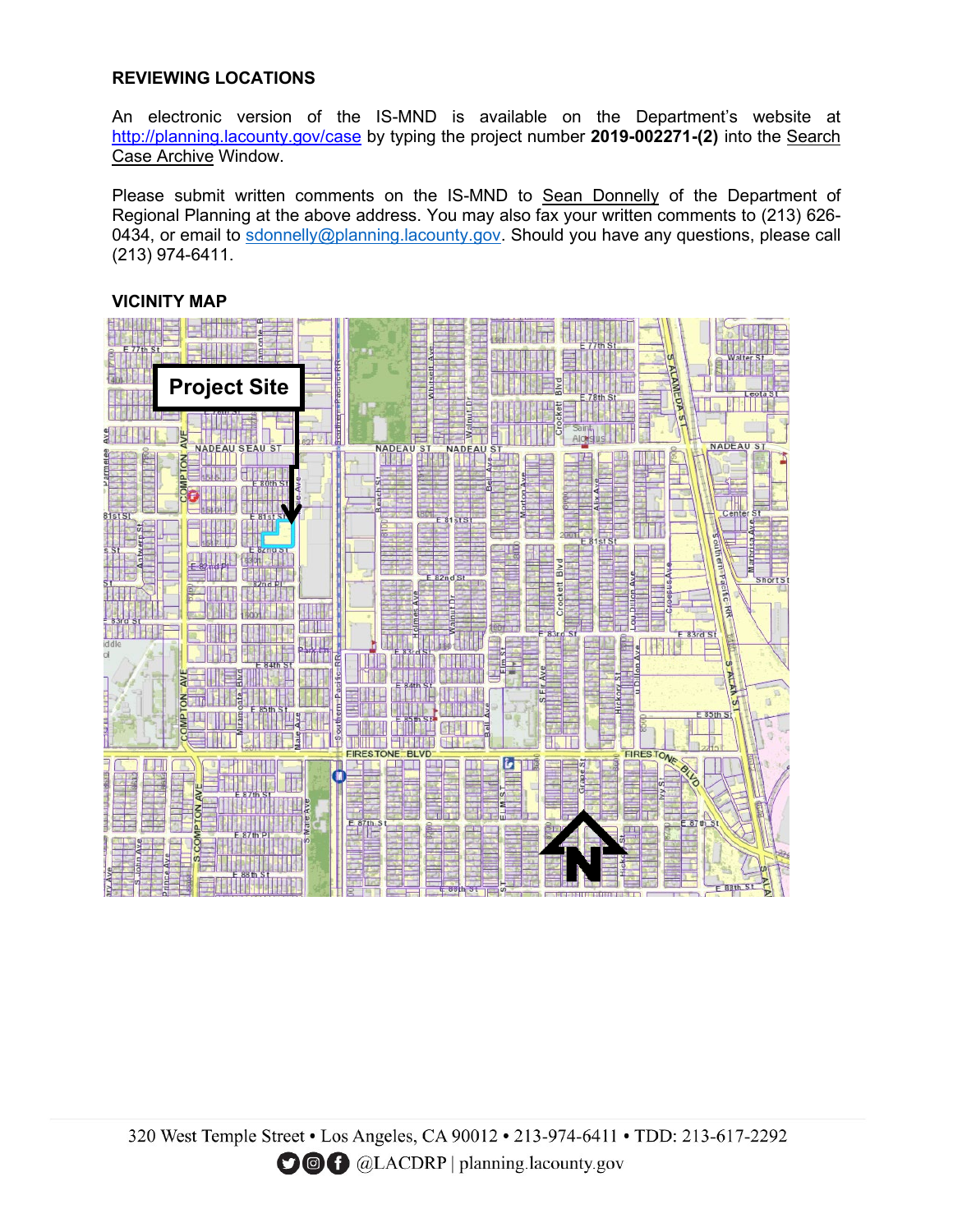**REVIEWING LOCATIONS**

An electronic version of the IS-MND is available on the Department's website at http://planning.lacounty.gov/case by typing the project number **2019-002271-(2)** into the Search Case Archive Window.

Please submit written comments on the IS-MND to Sean Donnelly of the Department of Regional Planning at the above address. You may also fax your written comments to (213) 626-0434, or email to sdonnelly@planning.lacounty.gov. Should you have any questions, please call (213) 974-6411.

**VICINITY MAP**

Project Site